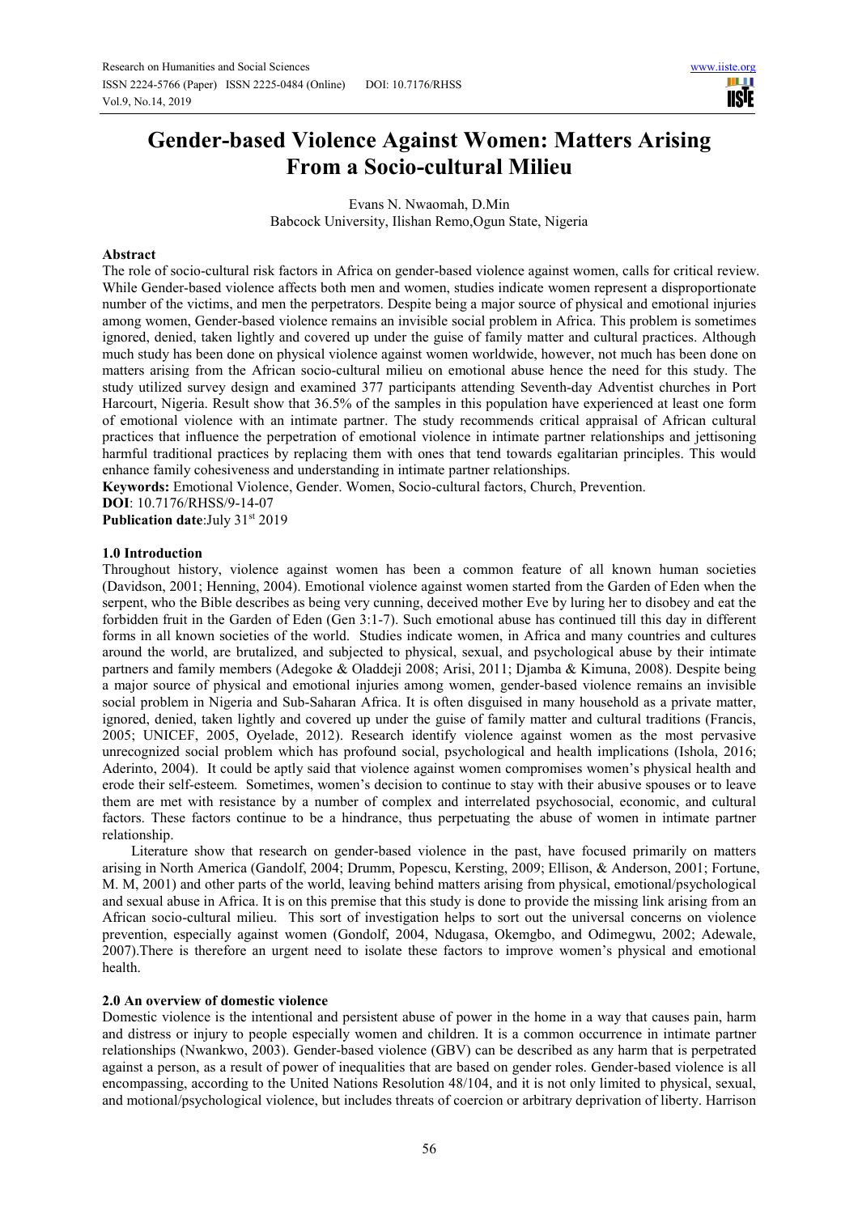# Gender-based Violence Against Women: Matters Arising From a Socio-cultural Milieu

Evans N. Nwaomah, D.Min  
Babcock University, Ilishan Remo,Ogun State, Nigeria

### Abstract

The role of socio-cultural risk factors in Africa on gender-based violence against women, calls for critical review. While Gender-based violence affects both men and women, studies indicate women represent a disproportionate number of the victims, and men the perpetrators. Despite being a major source of physical and emotional injuries among women, Gender-based violence remains an invisible social problem in Africa. This problem is sometimes ignored, denied, taken lightly and covered up under the guise of family matter and cultural practices. Although much study has been done on physical violence against women worldwide, however, not much has been done on matters arising from the African socio-cultural milieu on emotional abuse hence the need for this study. The study utilized survey design and examined 377 participants attending Seventh-day Adventist churches in Port Harcourt, Nigeria. Result show that 36.5% of the samples in this population have experienced at least one form of emotional violence with an intimate partner. The study recommends critical appraisal of African cultural practices that influence the perpetration of emotional violence in intimate partner relationships and jettisoning harmful traditional practices by replacing them with ones that tend towards egalitarian principles. This would enhance family cohesiveness and understanding in intimate partner relationships.

**Keywords:** Emotional Violence, Gender. Women, Socio-cultural factors, Church, Prevention.

**DOI**: 10.7176/RHSS/9-14-07

**Publication date**:July 31st 2019

## 1.0 Introduction

Throughout history, violence against women has been a common feature of all known human societies (Davidson, 2001; Henning, 2004). Emotional violence against women started from the Garden of Eden when the serpent, who the Bible describes as being very cunning, deceived mother Eve by luring her to disobey and eat the forbidden fruit in the Garden of Eden (Gen 3:1-7). Such emotional abuse has continued till this day in different forms in all known societies of the world. Studies indicate women, in Africa and many countries and cultures around the world, are brutalized, and subjected to physical, sexual, and psychological abuse by their intimate partners and family members (Adegoke & Oladdeji 2008; Arisi, 2011; Djamba & Kimuna, 2008). Despite being a major source of physical and emotional injuries among women, gender-based violence remains an invisible social problem in Nigeria and Sub-Saharan Africa. It is often disguised in many household as a private matter, ignored, denied, taken lightly and covered up under the guise of family matter and cultural traditions (Francis, 2005; UNICEF, 2005, Oyelade, 2012). Research identify violence against women as the most pervasive unrecognized social problem which has profound social, psychological and health implications (Ishola, 2016; Aderinto, 2004). It could be aptly said that violence against women compromises women's physical health and erode their self-esteem. Sometimes, women's decision to continue to stay with their abusive spouses or to leave them are met with resistance by a number of complex and interrelated psychosocial, economic, and cultural factors. These factors continue to be a hindrance, thus perpetuating the abuse of women in intimate partner relationship.

Literature show that research on gender-based violence in the past, have focused primarily on matters arising in North America (Gandolf, 2004; Drumm, Popescu, Kersting, 2009; Ellison, & Anderson, 2001; Fortune, M. M, 2001) and other parts of the world, leaving behind matters arising from physical, emotional/psychological and sexual abuse in Africa. It is on this premise that this study is done to provide the missing link arising from an African socio-cultural milieu. This sort of investigation helps to sort out the universal concerns on violence prevention, especially against women (Gondolf, 2004, Ndugasa, Okemgbo, and Odimegwu, 2002; Adewale, 2007).There is therefore an urgent need to isolate these factors to improve women's physical and emotional health.

## 2.0 An overview of domestic violence

Domestic violence is the intentional and persistent abuse of power in the home in a way that causes pain, harm and distress or injury to people especially women and children. It is a common occurrence in intimate partner relationships (Nwankwo, 2003). Gender-based violence (GBV) can be described as any harm that is perpetrated against a person, as a result of power of inequalities that are based on gender roles. Gender-based violence is all encompassing, according to the United Nations Resolution 48/104, and it is not only limited to physical, sexual, and motional/psychological violence, but includes threats of coercion or arbitrary deprivation of liberty. Harrison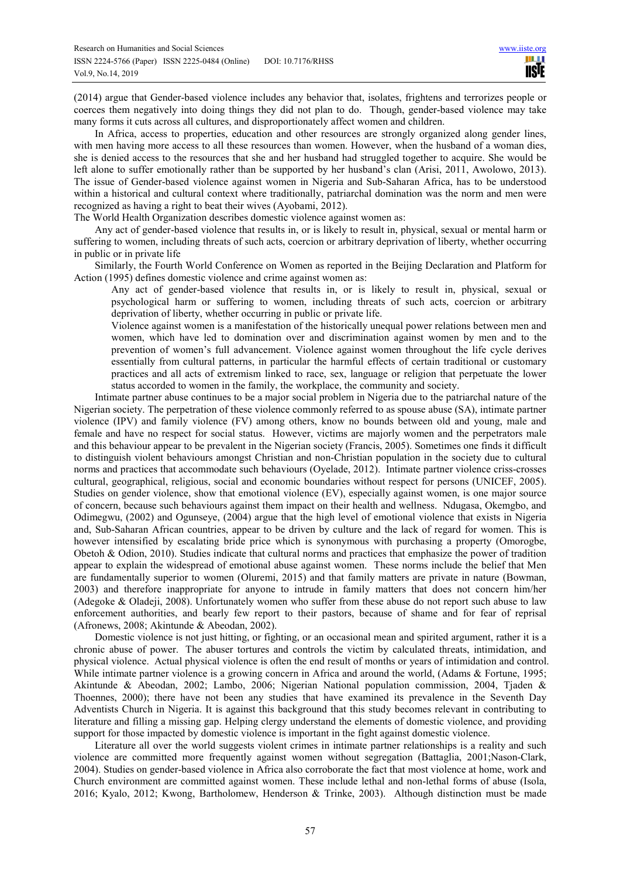(2014) argue that Gender-based violence includes any behavior that, isolates, frightens and terrorizes people or coerces them negatively into doing things they did not plan to do. Though, gender-based violence may take many forms it cuts across all cultures, and disproportionately affect women and children.

In Africa, access to properties, education and other resources are strongly organized along gender lines, with men having more access to all these resources than women. However, when the husband of a woman dies, she is denied access to the resources that she and her husband had struggled together to acquire. She would be left alone to suffer emotionally rather than be supported by her husband's clan (Arisi, 2011, Awolowo, 2013). The issue of Gender-based violence against women in Nigeria and Sub-Saharan Africa, has to be understood within a historical and cultural context where traditionally, patriarchal domination was the norm and men were recognized as having a right to beat their wives (Ayobami, 2012).

The World Health Organization describes domestic violence against women as:

Any act of gender-based violence that results in, or is likely to result in, physical, sexual or mental harm or suffering to women, including threats of such acts, coercion or arbitrary deprivation of liberty, whether occurring in public or in private life

Similarly, the Fourth World Conference on Women as reported in the Beijing Declaration and Platform for Action (1995) defines domestic violence and crime against women as:

> Any act of gender-based violence that results in, or is likely to result in, physical, sexual or psychological harm or suffering to women, including threats of such acts, coercion or arbitrary deprivation of liberty, whether occurring in public or private life.
>
> Violence against women is a manifestation of the historically unequal power relations between men and women, which have led to domination over and discrimination against women by men and to the prevention of women's full advancement. Violence against women throughout the life cycle derives essentially from cultural patterns, in particular the harmful effects of certain traditional or customary practices and all acts of extremism linked to race, sex, language or religion that perpetuate the lower status accorded to women in the family, the workplace, the community and society.

Intimate partner abuse continues to be a major social problem in Nigeria due to the patriarchal nature of the Nigerian society. The perpetration of these violence commonly referred to as spouse abuse (SA), intimate partner violence (IPV) and family violence (FV) among others, know no bounds between old and young, male and female and have no respect for social status. However, victims are majorly women and the perpetrators male and this behaviour appear to be prevalent in the Nigerian society (Francis, 2005). Sometimes one finds it difficult to distinguish violent behaviours amongst Christian and non-Christian population in the society due to cultural norms and practices that accommodate such behaviours (Oyelade, 2012). Intimate partner violence criss-crosses cultural, geographical, religious, social and economic boundaries without respect for persons (UNICEF, 2005). Studies on gender violence, show that emotional violence (EV), especially against women, is one major source of concern, because such behaviours against them impact on their health and wellness. Ndugasa, Okemgbo, and Odimegwu, (2002) and Ogunseye, (2004) argue that the high level of emotional violence that exists in Nigeria and, Sub-Saharan African countries, appear to be driven by culture and the lack of regard for women. This is however intensified by escalating bride price which is synonymous with purchasing a property (Omorogbe, Obetoh & Odion, 2010). Studies indicate that cultural norms and practices that emphasize the power of tradition appear to explain the widespread of emotional abuse against women. These norms include the belief that Men are fundamentally superior to women (Oluremi, 2015) and that family matters are private in nature (Bowman, 2003) and therefore inappropriate for anyone to intrude in family matters that does not concern him/her (Adegoke & Oladeji, 2008). Unfortunately women who suffer from these abuse do not report such abuse to law enforcement authorities, and bearly few report to their pastors, because of shame and for fear of reprisal (Afronews, 2008; Akintunde & Abeodan, 2002).

Domestic violence is not just hitting, or fighting, or an occasional mean and spirited argument, rather it is a chronic abuse of power. The abuser tortures and controls the victim by calculated threats, intimidation, and physical violence. Actual physical violence is often the end result of months or years of intimidation and control. While intimate partner violence is a growing concern in Africa and around the world, (Adams & Fortune, 1995; Akintunde & Abeodan, 2002; Lambo, 2006; Nigerian National population commission, 2004, Tjaden & Thoennes, 2000); there have not been any studies that have examined its prevalence in the Seventh Day Adventists Church in Nigeria. It is against this background that this study becomes relevant in contributing to literature and filling a missing gap. Helping clergy understand the elements of domestic violence, and providing support for those impacted by domestic violence is important in the fight against domestic violence.

Literature all over the world suggests violent crimes in intimate partner relationships is a reality and such violence are committed more frequently against women without segregation (Battaglia, 2001;Nason-Clark, 2004). Studies on gender-based violence in Africa also corroborate the fact that most violence at home, work and Church environment are committed against women. These include lethal and non-lethal forms of abuse (Isola, 2016; Kyalo, 2012; Kwong, Bartholomew, Henderson & Trinke, 2003). Although distinction must be made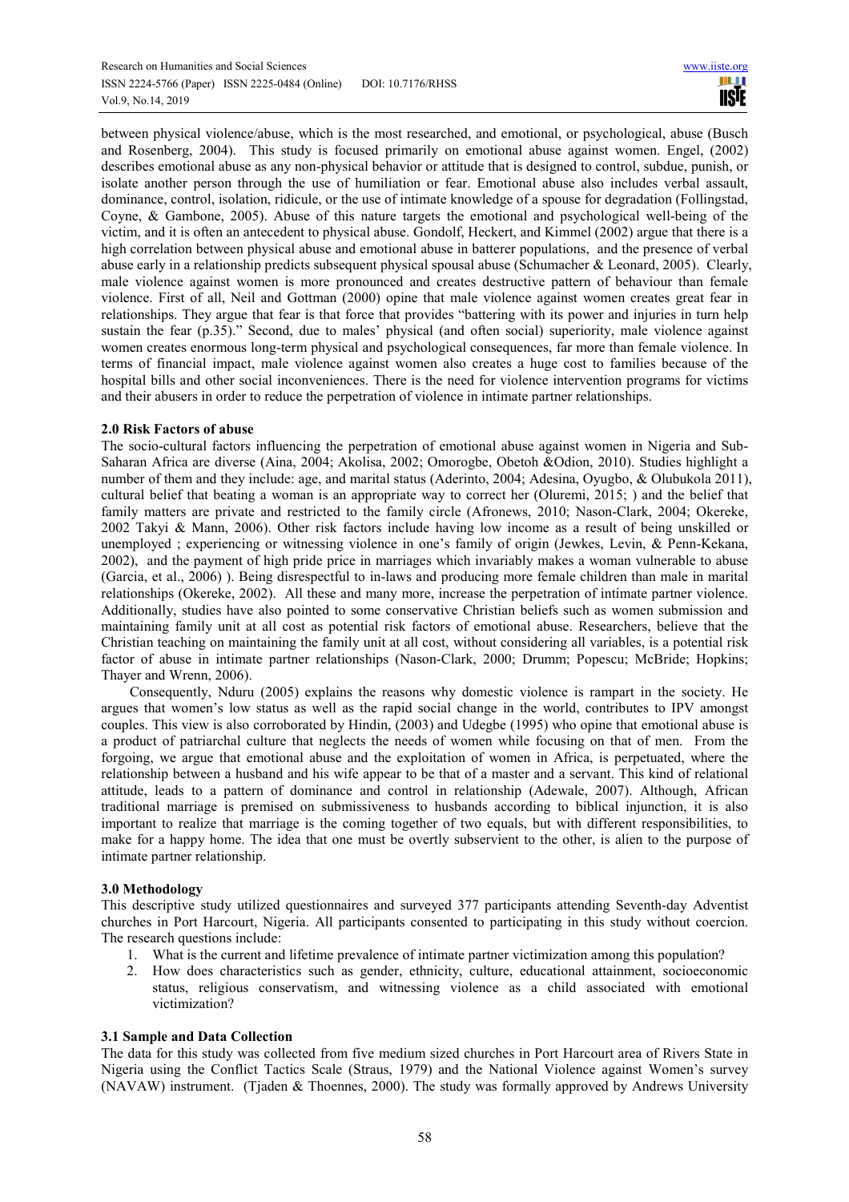between physical violence/abuse, which is the most researched, and emotional, or psychological, abuse (Busch and Rosenberg, 2004). This study is focused primarily on emotional abuse against women. Engel, (2002) describes emotional abuse as any non-physical behavior or attitude that is designed to control, subdue, punish, or isolate another person through the use of humiliation or fear. Emotional abuse also includes verbal assault, dominance, control, isolation, ridicule, or the use of intimate knowledge of a spouse for degradation (Follingstad, Coyne, & Gambone, 2005). Abuse of this nature targets the emotional and psychological well-being of the victim, and it is often an antecedent to physical abuse. Gondolf, Heckert, and Kimmel (2002) argue that there is a high correlation between physical abuse and emotional abuse in batterer populations, and the presence of verbal abuse early in a relationship predicts subsequent physical spousal abuse (Schumacher & Leonard, 2005). Clearly, male violence against women is more pronounced and creates destructive pattern of behaviour than female violence. First of all, Neil and Gottman (2000) opine that male violence against women creates great fear in relationships. They argue that fear is that force that provides "battering with its power and injuries in turn help sustain the fear (p.35)." Second, due to males' physical (and often social) superiority, male violence against women creates enormous long-term physical and psychological consequences, far more than female violence. In terms of financial impact, male violence against women also creates a huge cost to families because of the hospital bills and other social inconveniences. There is the need for violence intervention programs for victims and their abusers in order to reduce the perpetration of violence in intimate partner relationships.

## 2.0 Risk Factors of abuse

The socio-cultural factors influencing the perpetration of emotional abuse against women in Nigeria and Sub-Saharan Africa are diverse (Aina, 2004; Akolisa, 2002; Omorogbe, Obetoh &Odion, 2010). Studies highlight a number of them and they include: age, and marital status (Aderinto, 2004; Adesina, Oyugbo, & Olubukola 2011), cultural belief that beating a woman is an appropriate way to correct her (Oluremi, 2015; ) and the belief that family matters are private and restricted to the family circle (Afronews, 2010; Nason-Clark, 2004; Okereke, 2002 Takyi & Mann, 2006). Other risk factors include having low income as a result of being unskilled or unemployed ; experiencing or witnessing violence in one's family of origin (Jewkes, Levin, & Penn-Kekana, 2002), and the payment of high pride price in marriages which invariably makes a woman vulnerable to abuse (Garcia, et al., 2006) ). Being disrespectful to in-laws and producing more female children than male in marital relationships (Okereke, 2002). All these and many more, increase the perpetration of intimate partner violence. Additionally, studies have also pointed to some conservative Christian beliefs such as women submission and maintaining family unit at all cost as potential risk factors of emotional abuse. Researchers, believe that the Christian teaching on maintaining the family unit at all cost, without considering all variables, is a potential risk factor of abuse in intimate partner relationships (Nason-Clark, 2000; Drumm; Popescu; McBride; Hopkins; Thayer and Wrenn, 2006).

Consequently, Nduru (2005) explains the reasons why domestic violence is rampart in the society. He argues that women's low status as well as the rapid social change in the world, contributes to IPV amongst couples. This view is also corroborated by Hindin, (2003) and Udegbe (1995) who opine that emotional abuse is a product of patriarchal culture that neglects the needs of women while focusing on that of men. From the forgoing, we argue that emotional abuse and the exploitation of women in Africa, is perpetuated, where the relationship between a husband and his wife appear to be that of a master and a servant. This kind of relational attitude, leads to a pattern of dominance and control in relationship (Adewale, 2007). Although, African traditional marriage is premised on submissiveness to husbands according to biblical injunction, it is also important to realize that marriage is the coming together of two equals, but with different responsibilities, to make for a happy home. The idea that one must be overtly subservient to the other, is alien to the purpose of intimate partner relationship.

## 3.0 Methodology

This descriptive study utilized questionnaires and surveyed 377 participants attending Seventh-day Adventist churches in Port Harcourt, Nigeria. All participants consented to participating in this study without coercion. The research questions include:

1. What is the current and lifetime prevalence of intimate partner victimization among this population?
2. How does characteristics such as gender, ethnicity, culture, educational attainment, socioeconomic status, religious conservatism, and witnessing violence as a child associated with emotional victimization?

### 3.1 Sample and Data Collection

The data for this study was collected from five medium sized churches in Port Harcourt area of Rivers State in Nigeria using the Conflict Tactics Scale (Straus, 1979) and the National Violence against Women's survey (NAVAW) instrument. (Tjaden & Thoennes, 2000). The study was formally approved by Andrews University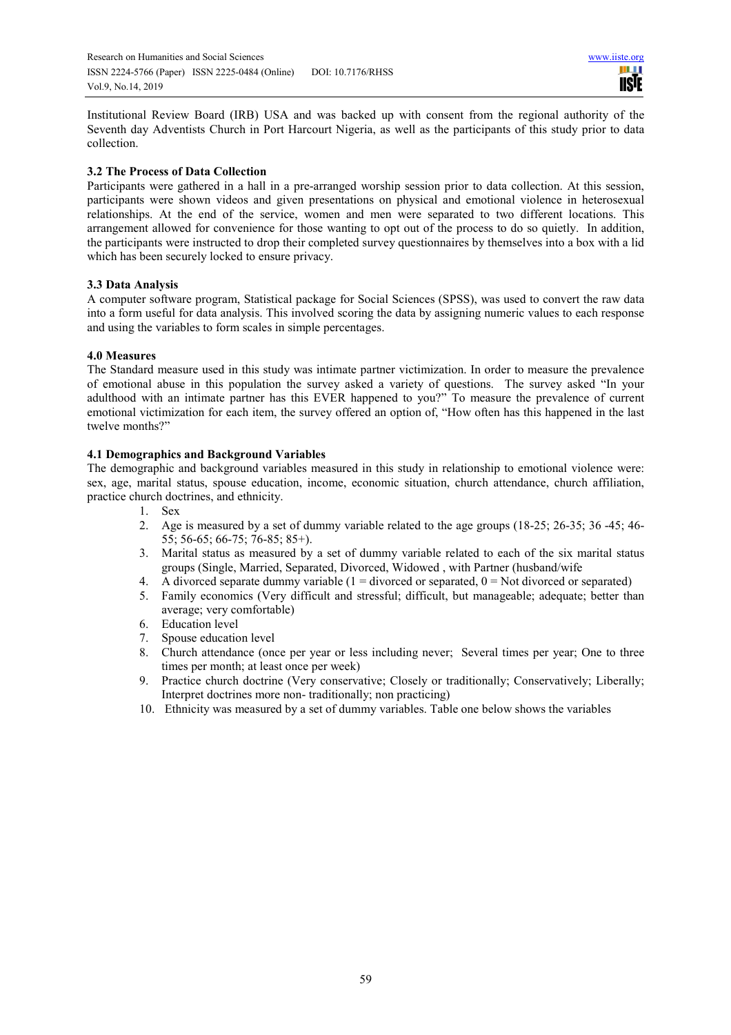Institutional Review Board (IRB) USA and was backed up with consent from the regional authority of the Seventh day Adventists Church in Port Harcourt Nigeria, as well as the participants of this study prior to data collection.

### 3.2 The Process of Data Collection

Participants were gathered in a hall in a pre-arranged worship session prior to data collection. At this session, participants were shown videos and given presentations on physical and emotional violence in heterosexual relationships. At the end of the service, women and men were separated to two different locations. This arrangement allowed for convenience for those wanting to opt out of the process to do so quietly. In addition, the participants were instructed to drop their completed survey questionnaires by themselves into a box with a lid which has been securely locked to ensure privacy.

### 3.3 Data Analysis

A computer software program, Statistical package for Social Sciences (SPSS), was used to convert the raw data into a form useful for data analysis. This involved scoring the data by assigning numeric values to each response and using the variables to form scales in simple percentages.

## 4.0 Measures

The Standard measure used in this study was intimate partner victimization. In order to measure the prevalence of emotional abuse in this population the survey asked a variety of questions. The survey asked "In your adulthood with an intimate partner has this EVER happened to you?" To measure the prevalence of current emotional victimization for each item, the survey offered an option of, "How often has this happened in the last twelve months?"

### 4.1 Demographics and Background Variables

The demographic and background variables measured in this study in relationship to emotional violence were: sex, age, marital status, spouse education, income, economic situation, church attendance, church affiliation, practice church doctrines, and ethnicity.

1. Sex
2. Age is measured by a set of dummy variable related to the age groups (18-25; 26-35; 36 -45; 46-55; 56-65; 66-75; 76-85; 85+).
3. Marital status as measured by a set of dummy variable related to each of the six marital status groups (Single, Married, Separated, Divorced, Widowed , with Partner (husband/wife
4. A divorced separate dummy variable (1 = divorced or separated, 0 = Not divorced or separated)
5. Family economics (Very difficult and stressful; difficult, but manageable; adequate; better than average; very comfortable)
6. Education level
7. Spouse education level
8. Church attendance (once per year or less including never; Several times per year; One to three times per month; at least once per week)
9. Practice church doctrine (Very conservative; Closely or traditionally; Conservatively; Liberally; Interpret doctrines more non- traditionally; non practicing)
10. Ethnicity was measured by a set of dummy variables. Table one below shows the variables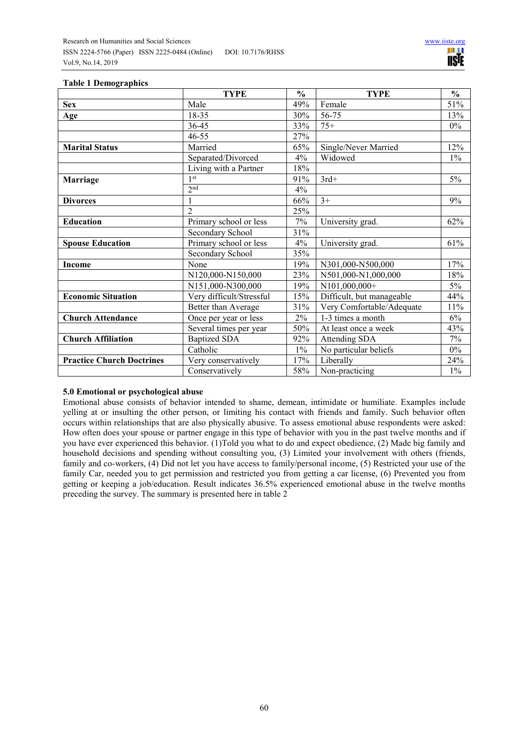**Table 1 Demographics**

| | TYPE | % | TYPE | % |
|---|---|---|---|---|
| **Sex** | Male | 49% | Female | 51% |
| **Age** | 18-35 | 30% | 56-75 | 13% |
| | 36-45 | 33% | 75+ | 0% |
| | 46-55 | 27% | | |
| **Marital Status** | Married | 65% | Single/Never Married | 12% |
| | Separated/Divorced | 4% | Widowed | 1% |
| | Living with a Partner | 18% | | |
| **Marriage** | 1st | 91% | 3rd+ | 5% |
| | 2nd | 4% | | |
| **Divorces** | 1 | 66% | 3+ | 9% |
| | 2 | 25% | | |
| **Education** | Primary school or less | 7% | University grad. | 62% |
| | Secondary School | 31% | | |
| **Spouse Education** | Primary school or less | 4% | University grad. | 61% |
| | Secondary School | 35% | | |
| **Income** | None | 19% | N301,000-N500,000 | 17% |
| | N120,000-N150,000 | 23% | N501,000-N1,000,000 | 18% |
| | N151,000-N300,000 | 19% | N101,000,000+ | 5% |
| **Economic Situation** | Very difficult/Stressful | 15% | Difficult, but manageable | 44% |
| | Better than Average | 31% | Very Comfortable/Adequate | 11% |
| **Church Attendance** | Once per year or less | 2% | 1-3 times a month | 6% |
| | Several times per year | 50% | At least once a week | 43% |
| **Church Affiliation** | Baptized SDA | 92% | Attending SDA | 7% |
| | Catholic | 1% | No particular beliefs | 0% |
| **Practice Church Doctrines** | Very conservatively | 17% | Liberally | 24% |
| | Conservatively | 58% | Non-practicing | 1% |

### 5.0 Emotional or psychological abuse

Emotional abuse consists of behavior intended to shame, demean, intimidate or humiliate. Examples include yelling at or insulting the other person, or limiting his contact with friends and family. Such behavior often occurs within relationships that are also physically abusive. To assess emotional abuse respondents were asked: How often does your spouse or partner engage in this type of behavior with you in the past twelve months and if you have ever experienced this behavior. (1)Told you what to do and expect obedience, (2) Made big family and household decisions and spending without consulting you, (3) Limited your involvement with others (friends, family and co-workers, (4) Did not let you have access to family/personal income, (5) Restricted your use of the family Car, needed you to get permission and restricted you from getting a car license, (6) Prevented you from getting or keeping a job/education. Result indicates 36.5% experienced emotional abuse in the twelve months preceding the survey. The summary is presented here in table 2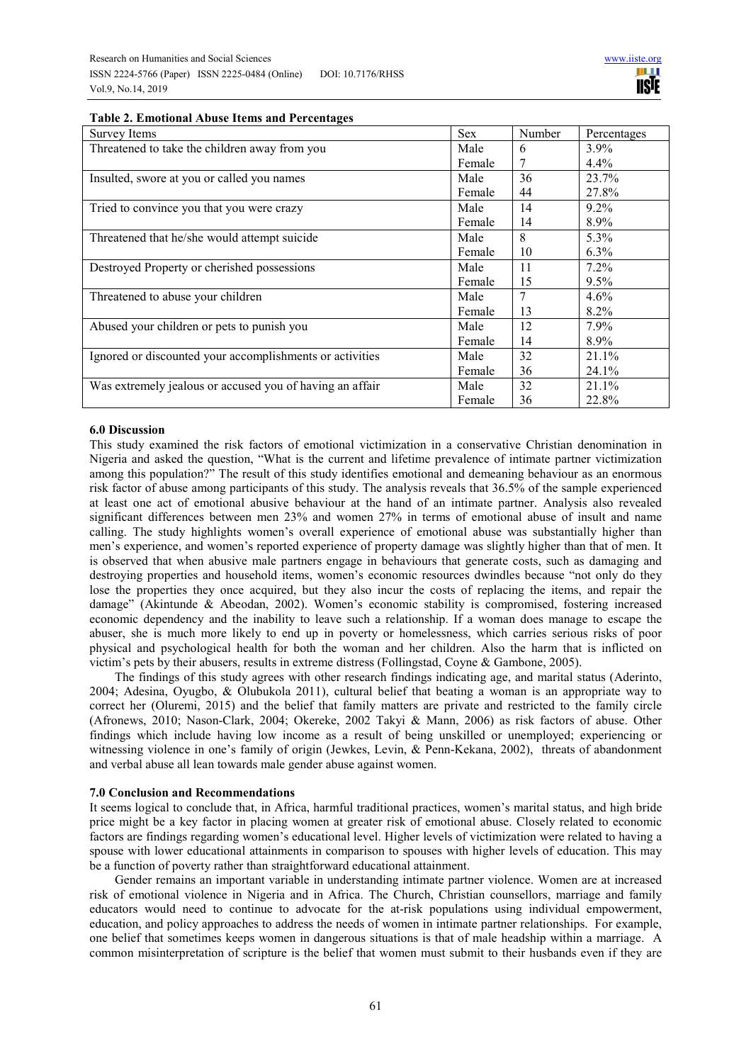**Table 2. Emotional Abuse Items and Percentages**

| Survey Items | Sex | Number | Percentages |
|---|---|---|---|
| Threatened to take the children away from you | Male | 6 | 3.9% |
| | Female | 7 | 4.4% |
| Insulted, swore at you or called you names | Male | 36 | 23.7% |
| | Female | 44 | 27.8% |
| Tried to convince you that you were crazy | Male | 14 | 9.2% |
| | Female | 14 | 8.9% |
| Threatened that he/she would attempt suicide | Male | 8 | 5.3% |
| | Female | 10 | 6.3% |
| Destroyed Property or cherished possessions | Male | 11 | 7.2% |
| | Female | 15 | 9.5% |
| Threatened to abuse your children | Male | 7 | 4.6% |
| | Female | 13 | 8.2% |
| Abused your children or pets to punish you | Male | 12 | 7.9% |
| | Female | 14 | 8.9% |
| Ignored or discounted your accomplishments or activities | Male | 32 | 21.1% |
| | Female | 36 | 24.1% |
| Was extremely jealous or accused you of having an affair | Male | 32 | 21.1% |
| | Female | 36 | 22.8% |

### 6.0 Discussion

This study examined the risk factors of emotional victimization in a conservative Christian denomination in Nigeria and asked the question, "What is the current and lifetime prevalence of intimate partner victimization among this population?" The result of this study identifies emotional and demeaning behaviour as an enormous risk factor of abuse among participants of this study. The analysis reveals that 36.5% of the sample experienced at least one act of emotional abusive behaviour at the hand of an intimate partner. Analysis also revealed significant differences between men 23% and women 27% in terms of emotional abuse of insult and name calling. The study highlights women's overall experience of emotional abuse was substantially higher than men's experience, and women's reported experience of property damage was slightly higher than that of men. It is observed that when abusive male partners engage in behaviours that generate costs, such as damaging and destroying properties and household items, women's economic resources dwindles because "not only do they lose the properties they once acquired, but they also incur the costs of replacing the items, and repair the damage" (Akintunde & Abeodan, 2002). Women's economic stability is compromised, fostering increased economic dependency and the inability to leave such a relationship. If a woman does manage to escape the abuser, she is much more likely to end up in poverty or homelessness, which carries serious risks of poor physical and psychological health for both the woman and her children. Also the harm that is inflicted on victim's pets by their abusers, results in extreme distress (Follingstad, Coyne & Gambone, 2005).

The findings of this study agrees with other research findings indicating age, and marital status (Aderinto, 2004; Adesina, Oyugbo, & Olubukola 2011), cultural belief that beating a woman is an appropriate way to correct her (Oluremi, 2015) and the belief that family matters are private and restricted to the family circle (Afronews, 2010; Nason-Clark, 2004; Okereke, 2002 Takyi & Mann, 2006) as risk factors of abuse. Other findings which include having low income as a result of being unskilled or unemployed; experiencing or witnessing violence in one's family of origin (Jewkes, Levin, & Penn-Kekana, 2002), threats of abandonment and verbal abuse all lean towards male gender abuse against women.

### 7.0 Conclusion and Recommendations

It seems logical to conclude that, in Africa, harmful traditional practices, women's marital status, and high bride price might be a key factor in placing women at greater risk of emotional abuse. Closely related to economic factors are findings regarding women's educational level. Higher levels of victimization were related to having a spouse with lower educational attainments in comparison to spouses with higher levels of education. This may be a function of poverty rather than straightforward educational attainment.

Gender remains an important variable in understanding intimate partner violence. Women are at increased risk of emotional violence in Nigeria and in Africa. The Church, Christian counsellors, marriage and family educators would need to continue to advocate for the at-risk populations using individual empowerment, education, and policy approaches to address the needs of women in intimate partner relationships. For example, one belief that sometimes keeps women in dangerous situations is that of male headship within a marriage. A common misinterpretation of scripture is the belief that women must submit to their husbands even if they are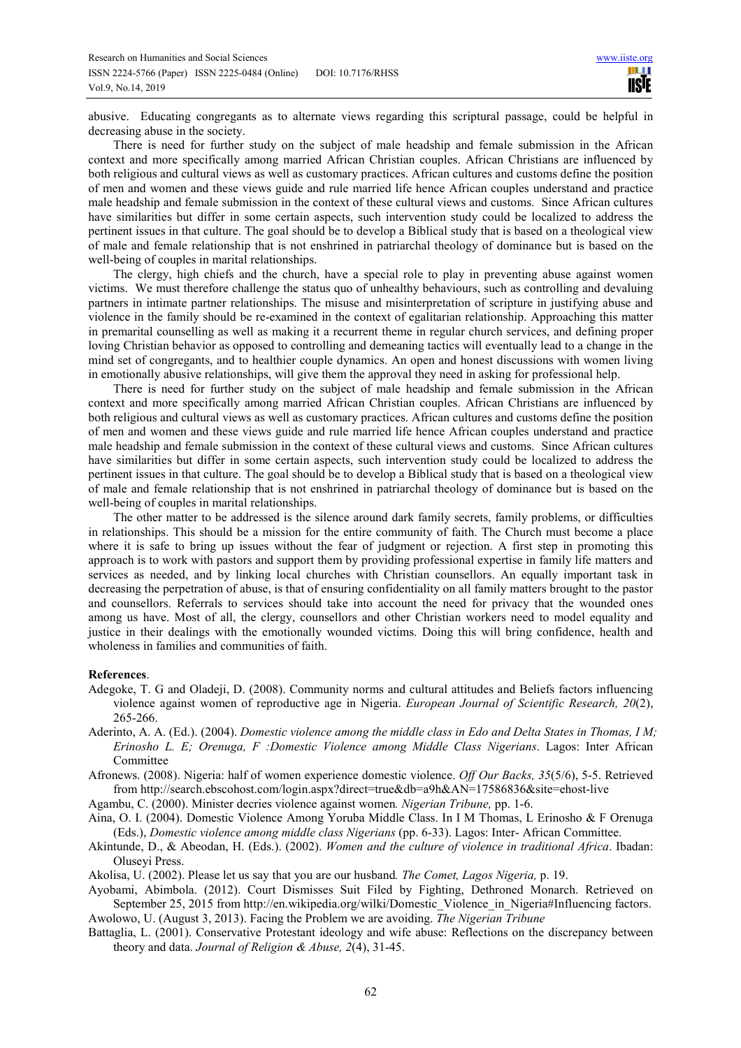abusive. Educating congregants as to alternate views regarding this scriptural passage, could be helpful in decreasing abuse in the society.

There is need for further study on the subject of male headship and female submission in the African context and more specifically among married African Christian couples. African Christians are influenced by both religious and cultural views as well as customary practices. African cultures and customs define the position of men and women and these views guide and rule married life hence African couples understand and practice male headship and female submission in the context of these cultural views and customs. Since African cultures have similarities but differ in some certain aspects, such intervention study could be localized to address the pertinent issues in that culture. The goal should be to develop a Biblical study that is based on a theological view of male and female relationship that is not enshrined in patriarchal theology of dominance but is based on the well-being of couples in marital relationships.

The clergy, high chiefs and the church, have a special role to play in preventing abuse against women victims. We must therefore challenge the status quo of unhealthy behaviours, such as controlling and devaluing partners in intimate partner relationships. The misuse and misinterpretation of scripture in justifying abuse and violence in the family should be re-examined in the context of egalitarian relationship. Approaching this matter in premarital counselling as well as making it a recurrent theme in regular church services, and defining proper loving Christian behavior as opposed to controlling and demeaning tactics will eventually lead to a change in the mind set of congregants, and to healthier couple dynamics. An open and honest discussions with women living in emotionally abusive relationships, will give them the approval they need in asking for professional help.

There is need for further study on the subject of male headship and female submission in the African context and more specifically among married African Christian couples. African Christians are influenced by both religious and cultural views as well as customary practices. African cultures and customs define the position of men and women and these views guide and rule married life hence African couples understand and practice male headship and female submission in the context of these cultural views and customs. Since African cultures have similarities but differ in some certain aspects, such intervention study could be localized to address the pertinent issues in that culture. The goal should be to develop a Biblical study that is based on a theological view of male and female relationship that is not enshrined in patriarchal theology of dominance but is based on the well-being of couples in marital relationships.

The other matter to be addressed is the silence around dark family secrets, family problems, or difficulties in relationships. This should be a mission for the entire community of faith. The Church must become a place where it is safe to bring up issues without the fear of judgment or rejection. A first step in promoting this approach is to work with pastors and support them by providing professional expertise in family life matters and services as needed, and by linking local churches with Christian counsellors. An equally important task in decreasing the perpetration of abuse, is that of ensuring confidentiality on all family matters brought to the pastor and counsellors. Referrals to services should take into account the need for privacy that the wounded ones among us have. Most of all, the clergy, counsellors and other Christian workers need to model equality and justice in their dealings with the emotionally wounded victims. Doing this will bring confidence, health and wholeness in families and communities of faith.

**References**.

Adegoke, T. G and Oladeji, D. (2008). Community norms and cultural attitudes and Beliefs factors influencing violence against women of reproductive age in Nigeria. *European Journal of Scientific Research, 20*(2), 265-266.

Aderinto, A. A. (Ed.). (2004). *Domestic violence among the middle class in Edo and Delta States in Thomas, I M; Erinosho L. E; Orenuga, F :Domestic Violence among Middle Class Nigerians*. Lagos: Inter African Committee

Afronews. (2008). Nigeria: half of women experience domestic violence. *Off Our Backs, 35*(5/6), 5-5. Retrieved from http://search.ebscohost.com/login.aspx?direct=true&db=a9h&AN=17586836&site=ehost-live

Agambu, C. (2000). Minister decries violence against women*. Nigerian Tribune,* pp. 1-6.

Aina, O. I. (2004). Domestic Violence Among Yoruba Middle Class. In I M Thomas, L Erinosho & F Orenuga (Eds.), *Domestic violence among middle class Nigerians* (pp. 6-33). Lagos: Inter- African Committee.

Akintunde, D., & Abeodan, H. (Eds.). (2002). *Women and the culture of violence in traditional Africa*. Ibadan: Oluseyi Press.

Akolisa, U. (2002). Please let us say that you are our husband*. The Comet, Lagos Nigeria,* p. 19.

Ayobami, Abimbola. (2012). Court Dismisses Suit Filed by Fighting, Dethroned Monarch. Retrieved on September 25, 2015 from http://en.wikipedia.org/wilki/Domestic_Violence_in_Nigeria#Influencing factors.

Awolowo, U. (August 3, 2013). Facing the Problem we are avoiding. *The Nigerian Tribune*

Battaglia, L. (2001). Conservative Protestant ideology and wife abuse: Reflections on the discrepancy between theory and data. *Journal of Religion & Abuse, 2*(4), 31-45.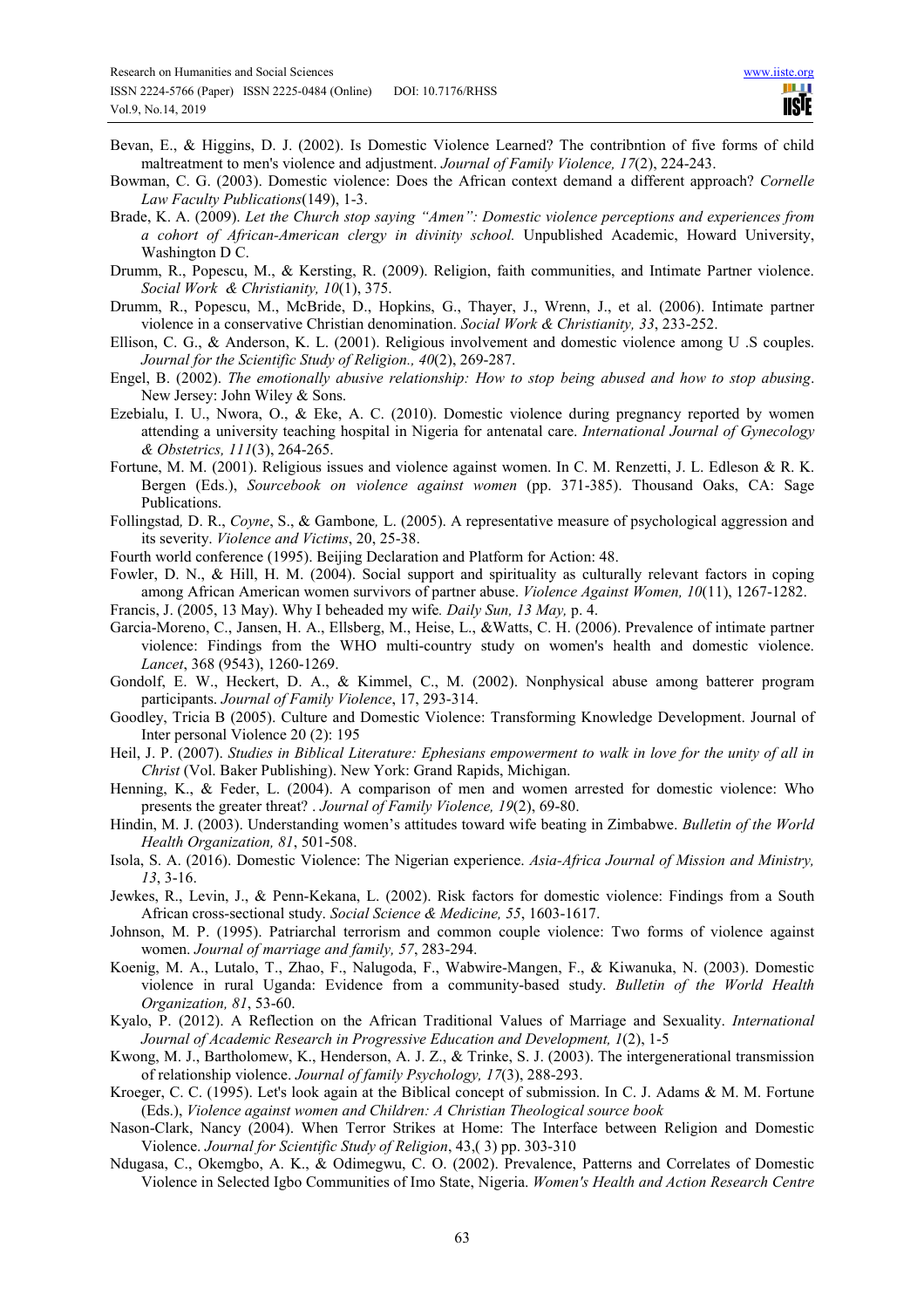Bevan, E., & Higgins, D. J. (2002). Is Domestic Violence Learned? The contribntion of five forms of child maltreatment to men's violence and adjustment. *Journal of Family Violence, 17*(2), 224-243.

Bowman, C. G. (2003). Domestic violence: Does the African context demand a different approach? *Cornelle Law Faculty Publications*(149), 1-3.

Brade, K. A. (2009). *Let the Church stop saying "Amen": Domestic violence perceptions and experiences from a cohort of African-American clergy in divinity school.* Unpublished Academic, Howard University, Washington D C.

Drumm, R., Popescu, M., & Kersting, R. (2009). Religion, faith communities, and Intimate Partner violence. *Social Work & Christianity, 10*(1), 375.

Drumm, R., Popescu, M., McBride, D., Hopkins, G., Thayer, J., Wrenn, J., et al. (2006). Intimate partner violence in a conservative Christian denomination. *Social Work & Christianity, 33*, 233-252.

Ellison, C. G., & Anderson, K. L. (2001). Religious involvement and domestic violence among U .S couples. *Journal for the Scientific Study of Religion., 40*(2), 269-287.

Engel, B. (2002). *The emotionally abusive relationship: How to stop being abused and how to stop abusing*. New Jersey: John Wiley & Sons.

Ezebialu, I. U., Nwora, O., & Eke, A. C. (2010). Domestic violence during pregnancy reported by women attending a university teaching hospital in Nigeria for antenatal care. *International Journal of Gynecology & Obstetrics, 111*(3), 264-265.

Fortune, M. M. (2001). Religious issues and violence against women. In C. M. Renzetti, J. L. Edleson & R. K. Bergen (Eds.), *Sourcebook on violence against women* (pp. 371-385). Thousand Oaks, CA: Sage Publications.

Follingstad*,* D. R., *Coyne*, S., & Gambone*,* L. (2005). A representative measure of psychological aggression and its severity. *Violence and Victims*, 20, 25-38.

Fourth world conference (1995). Beijing Declaration and Platform for Action: 48.

Fowler, D. N., & Hill, H. M. (2004). Social support and spirituality as culturally relevant factors in coping among African American women survivors of partner abuse. *Violence Against Women, 10*(11), 1267-1282.

Francis, J. (2005, 13 May). Why I beheaded my wife*. Daily Sun, 13 May,* p. 4.

Garcia-Moreno, C., Jansen, H. A., Ellsberg, M., Heise, L., &Watts, C. H. (2006). Prevalence of intimate partner violence: Findings from the WHO multi-country study on women's health and domestic violence. *Lancet*, 368 (9543), 1260-1269.

Gondolf, E. W., Heckert, D. A., & Kimmel, C., M. (2002). Nonphysical abuse among batterer program participants. *Journal of Family Violence*, 17, 293-314.

Goodley, Tricia B (2005). Culture and Domestic Violence: Transforming Knowledge Development. Journal of Inter personal Violence 20 (2): 195

Heil, J. P. (2007). *Studies in Biblical Literature: Ephesians empowerment to walk in love for the unity of all in Christ* (Vol. Baker Publishing). New York: Grand Rapids, Michigan.

Henning, K., & Feder, L. (2004). A comparison of men and women arrested for domestic violence: Who presents the greater threat? . *Journal of Family Violence, 19*(2), 69-80.

Hindin, M. J. (2003). Understanding women's attitudes toward wife beating in Zimbabwe. *Bulletin of the World Health Organization, 81*, 501-508.

Isola, S. A. (2016). Domestic Violence: The Nigerian experience. *Asia-Africa Journal of Mission and Ministry, 13*, 3-16.

Jewkes, R., Levin, J., & Penn-Kekana, L. (2002). Risk factors for domestic violence: Findings from a South African cross-sectional study. *Social Science & Medicine, 55*, 1603-1617.

Johnson, M. P. (1995). Patriarchal terrorism and common couple violence: Two forms of violence against women. *Journal of marriage and family, 57*, 283-294.

Koenig, M. A., Lutalo, T., Zhao, F., Nalugoda, F., Wabwire-Mangen, F., & Kiwanuka, N. (2003). Domestic violence in rural Uganda: Evidence from a community-based study. *Bulletin of the World Health Organization, 81*, 53-60.

Kyalo, P. (2012). A Reflection on the African Traditional Values of Marriage and Sexuality. *International Journal of Academic Research in Progressive Education and Development, 1*(2), 1-5

Kwong, M. J., Bartholomew, K., Henderson, A. J. Z., & Trinke, S. J. (2003). The intergenerational transmission of relationship violence. *Journal of family Psychology, 17*(3), 288-293.

Kroeger, C. C. (1995). Let's look again at the Biblical concept of submission. In C. J. Adams & M. M. Fortune (Eds.), *Violence against women and Children: A Christian Theological source book*

Nason-Clark, Nancy (2004). When Terror Strikes at Home: The Interface between Religion and Domestic Violence. *Journal for Scientific Study of Religion*, 43,( 3) pp. 303-310

Ndugasa, C., Okemgbo, A. K., & Odimegwu, C. O. (2002). Prevalence, Patterns and Correlates of Domestic Violence in Selected Igbo Communities of Imo State, Nigeria. *Women's Health and Action Research Centre*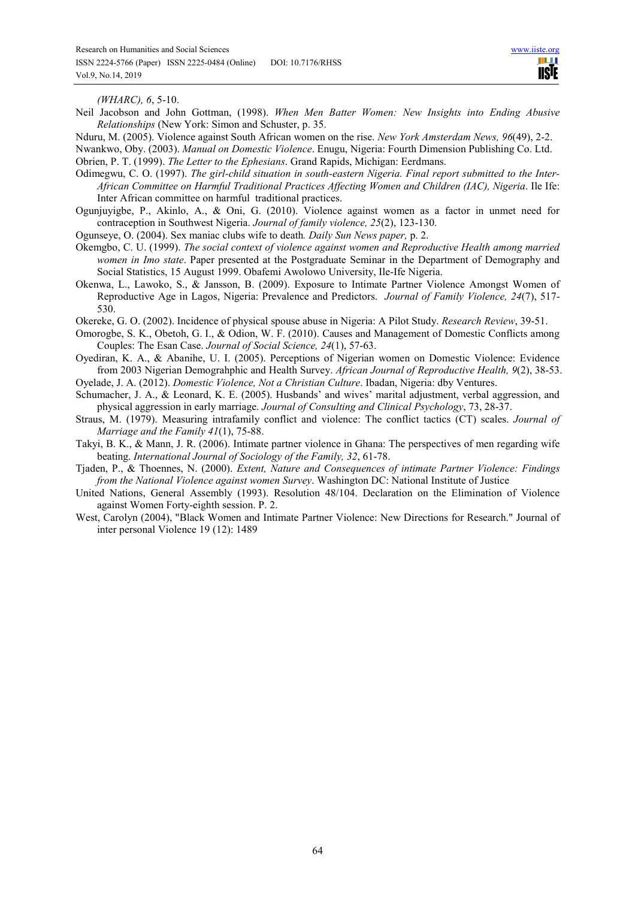*(WHARC), 6*, 5-10.

Neil Jacobson and John Gottman, (1998). *When Men Batter Women: New Insights into Ending Abusive Relationships* (New York: Simon and Schuster, p. 35.

Nduru, M. (2005). Violence against South African women on the rise. *New York Amsterdam News, 96*(49), 2-2.

Nwankwo, Oby. (2003). *Manual on Domestic Violence*. Enugu, Nigeria: Fourth Dimension Publishing Co. Ltd.

Obrien, P. T. (1999). *The Letter to the Ephesians*. Grand Rapids, Michigan: Eerdmans.

Odimegwu, C. O. (1997). *The girl-child situation in south-eastern Nigeria. Final report submitted to the Inter-African Committee on Harmful Traditional Practices Affecting Women and Children (IAC), Nigeria*. Ile Ife: Inter African committee on harmful traditional practices.

Ogunjuyigbe, P., Akinlo, A., & Oni, G. (2010). Violence against women as a factor in unmet need for contraception in Southwest Nigeria. *Journal of family violence, 25*(2), 123-130.

Ogunseye, O. (2004). Sex maniac clubs wife to death. *Daily Sun News paper,* p. 2.

Okemgbo, C. U. (1999). *The social context of violence against women and Reproductive Health among married women in Imo state*. Paper presented at the Postgraduate Seminar in the Department of Demography and Social Statistics, 15 August 1999. Obafemi Awolowo University, Ile-Ife Nigeria.

Okenwa, L., Lawoko, S., & Jansson, B. (2009). Exposure to Intimate Partner Violence Amongst Women of Reproductive Age in Lagos, Nigeria: Prevalence and Predictors. *Journal of Family Violence, 24*(7), 517-530.

Okereke, G. O. (2002). Incidence of physical spouse abuse in Nigeria: A Pilot Study. *Research Review*, 39-51.

Omorogbe, S. K., Obetoh, G. I., & Odion, W. F. (2010). Causes and Management of Domestic Conflicts among Couples: The Esan Case. *Journal of Social Science, 24*(1), 57-63.

Oyediran, K. A., & Abanihe, U. I. (2005). Perceptions of Nigerian women on Domestic Violence: Evidence from 2003 Nigerian Demograhphic and Health Survey. *African Journal of Reproductive Health, 9*(2), 38-53.

Oyelade, J. A. (2012). *Domestic Violence, Not a Christian Culture*. Ibadan, Nigeria: dby Ventures.

Schumacher, J. A., & Leonard, K. E. (2005). Husbands' and wives' marital adjustment, verbal aggression, and physical aggression in early marriage. *Journal of Consulting and Clinical Psychology*, 73, 28-37.

Straus, M. (1979). Measuring intrafamily conflict and violence: The conflict tactics (CT) scales. *Journal of Marriage and the Family 41*(1), 75-88.

Takyi, B. K., & Mann, J. R. (2006). Intimate partner violence in Ghana: The perspectives of men regarding wife beating. *International Journal of Sociology of the Family, 32*, 61-78.

Tjaden, P., & Thoennes, N. (2000). *Extent, Nature and Consequences of intimate Partner Violence: Findings from the National Violence against women Survey*. Washington DC: National Institute of Justice

United Nations, General Assembly (1993). Resolution 48/104. Declaration on the Elimination of Violence against Women Forty-eighth session. P. 2.

West, Carolyn (2004), "Black Women and Intimate Partner Violence: New Directions for Research." Journal of inter personal Violence 19 (12): 1489